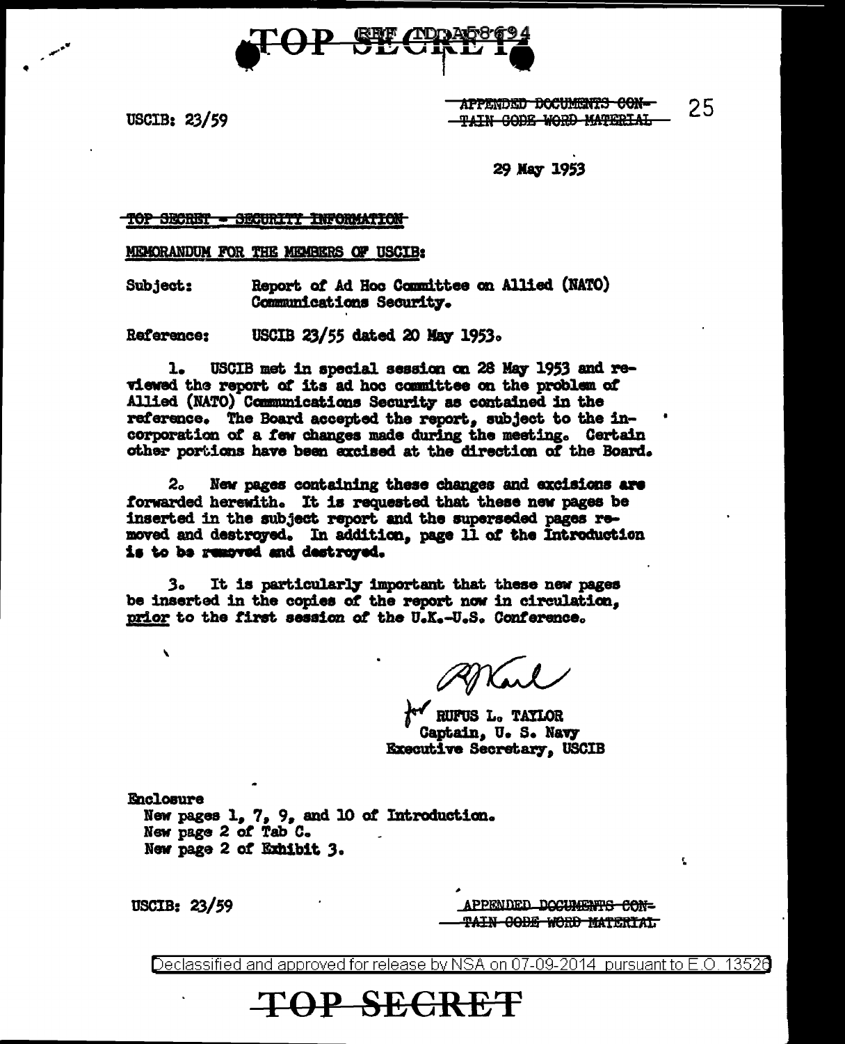TOP SECRET REF ID:A58694

USCIB: 23/59

~~APPENDED DOCUMENTS CONTAIN CODE WORD MATERIAL~~

25

29 May 1953

~~TOP SECRET - SECURITY INFORMATION~~

MEMORANDUM FOR THE MEMBERS OF USCIB:

Subject: Report of Ad Hoc Committee on Allied (NATO) Communications Security.

Reference: USCIB 23/55 dated 20 May 1953.

1. USCIB met in special session on 28 May 1953 and reviewed the report of its ad hoc committee on the problem of Allied (NATO) Communications Security as contained in the reference. The Board accepted the report, subject to the incorporation of a few changes made during the meeting. Certain other portions have been excised at the direction of the Board.

2. New pages containing these changes and excisions are forwarded herewith. It is requested that these new pages be inserted in the subject report and the superseded pages removed and destroyed. In addition, page 11 of the Introduction is to be removed and destroyed.

3. It is particularly important that these new pages be inserted in the copies of the report now in circulation, prior to the first session of the U.K.-U.S. Conference.

for RUFUS L. TAYLOR
Captain, U. S. Navy
Executive Secretary, USCIB

Enclosure
New pages 1, 7, 9, and 10 of Introduction.
New page 2 of Tab C.
New page 2 of Exhibit 3.

USCIB: 23/59

~~APPENDED DOCUMENTS CONTAIN CODE WORD MATERIAL~~

Declassified and approved for release by NSA on 07-09-2014 pursuant to E.O. 13526

TOP SECRET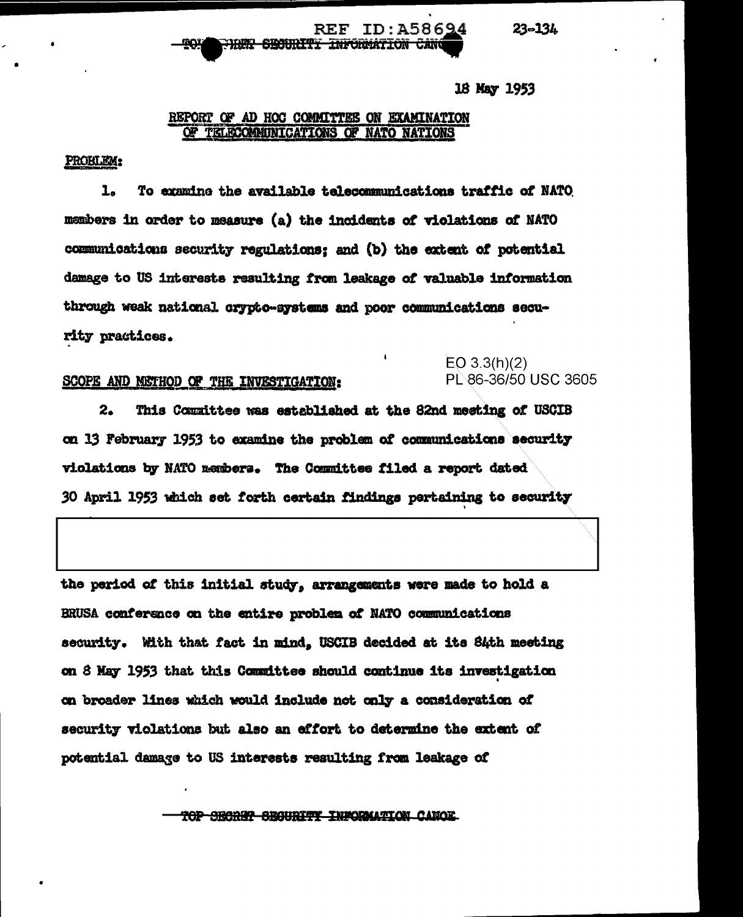18 May 1953

## REPORT OF AD HOC COMMITTEE ON EXAMINATION OF TELECOMMUNICATIONS OF NATO NATIONS

PROBLEM:

1. To examine the available telecommunications traffic of NATO members in order to measure (a) the incidents of violations of NATO communications security regulations; and (b) the extent of potential damage to US interests resulting from leakage of valuable information through weak national crypto-systems and poor communications security practices.

EO 3.3(h)(2)
PL 86-36/50 USC 3605

SCOPE AND METHOD OF THE INVESTIGATION:

2. This Committee was established at the 82nd meeting of USCIB on 13 February 1953 to examine the problem of communications security violations by NATO members. The Committee filed a report dated 30 April 1953 which set forth certain findings pertaining to security

the period of this initial study, arrangements were made to hold a BRUSA conference on the entire problem of NATO communications security. With that fact in mind, USCIB decided at its 84th meeting on 8 May 1953 that this Committee should continue its investigation on broader lines which would include not only a consideration of security violations but also an effort to determine the extent of potential damage to US interests resulting from leakage of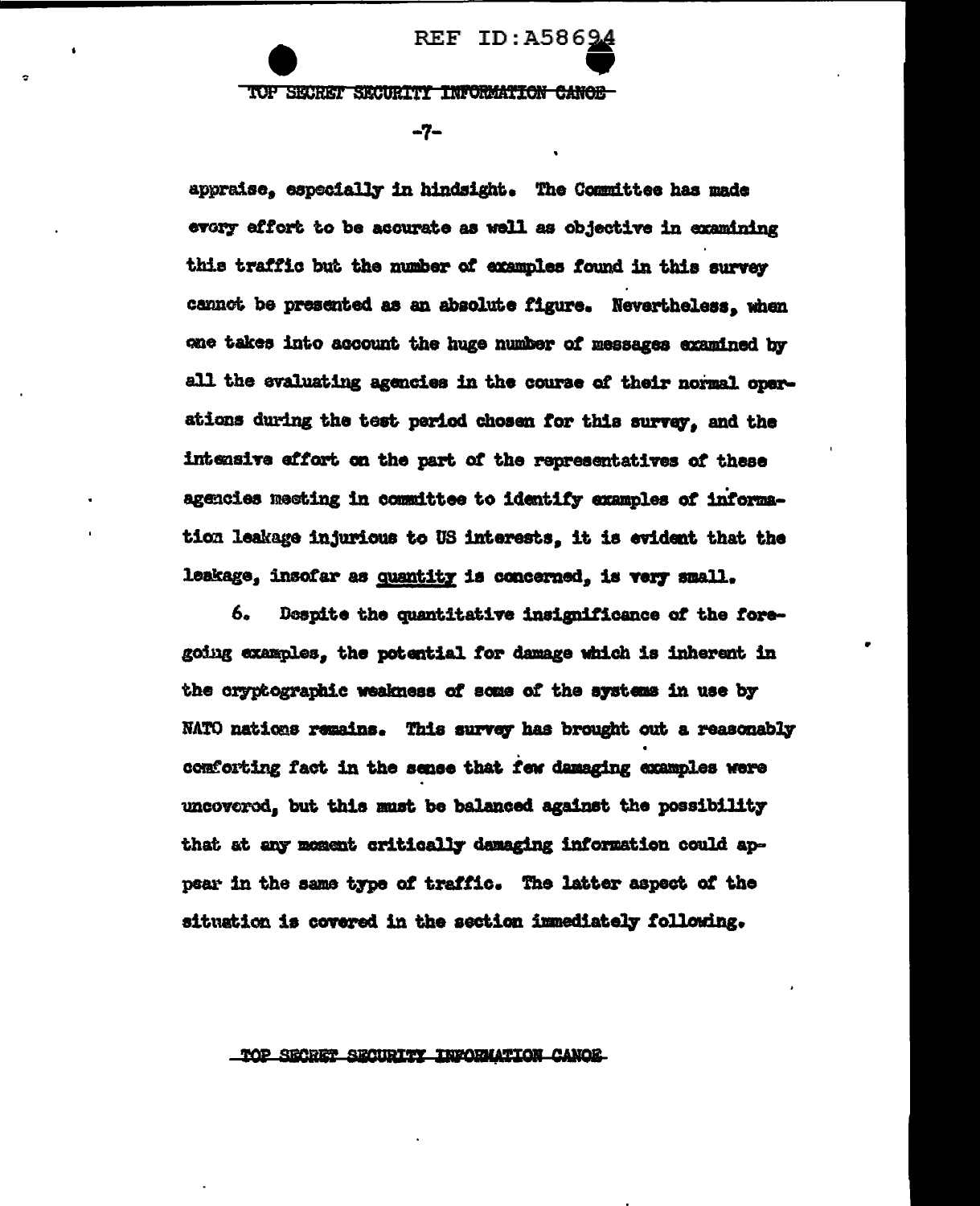appraise, especially in hindsight. The Committee has made every effort to be accurate as well as objective in examining this traffic but the number of examples found in this survey cannot be presented as an absolute figure. Nevertheless, when one takes into account the huge number of messages examined by all the evaluating agencies in the course of their normal operations during the test period chosen for this survey, and the intensive effort on the part of the representatives of these agencies meeting in committee to identify examples of information leakage injurious to US interests, it is evident that the leakage, insofar as <u>quantity</u> is concerned, is very small.

6. Despite the quantitative insignificance of the foregoing examples, the potential for damage which is inherent in the cryptographic weakness of some of the systems in use by NATO nations remains. This survey has brought out a reasonably comforting fact in the sense that few damaging examples were uncovered, but this must be balanced against the possibility that at any moment critically damaging information could appear in the same type of traffic. The latter aspect of the situation is covered in the section immediately following.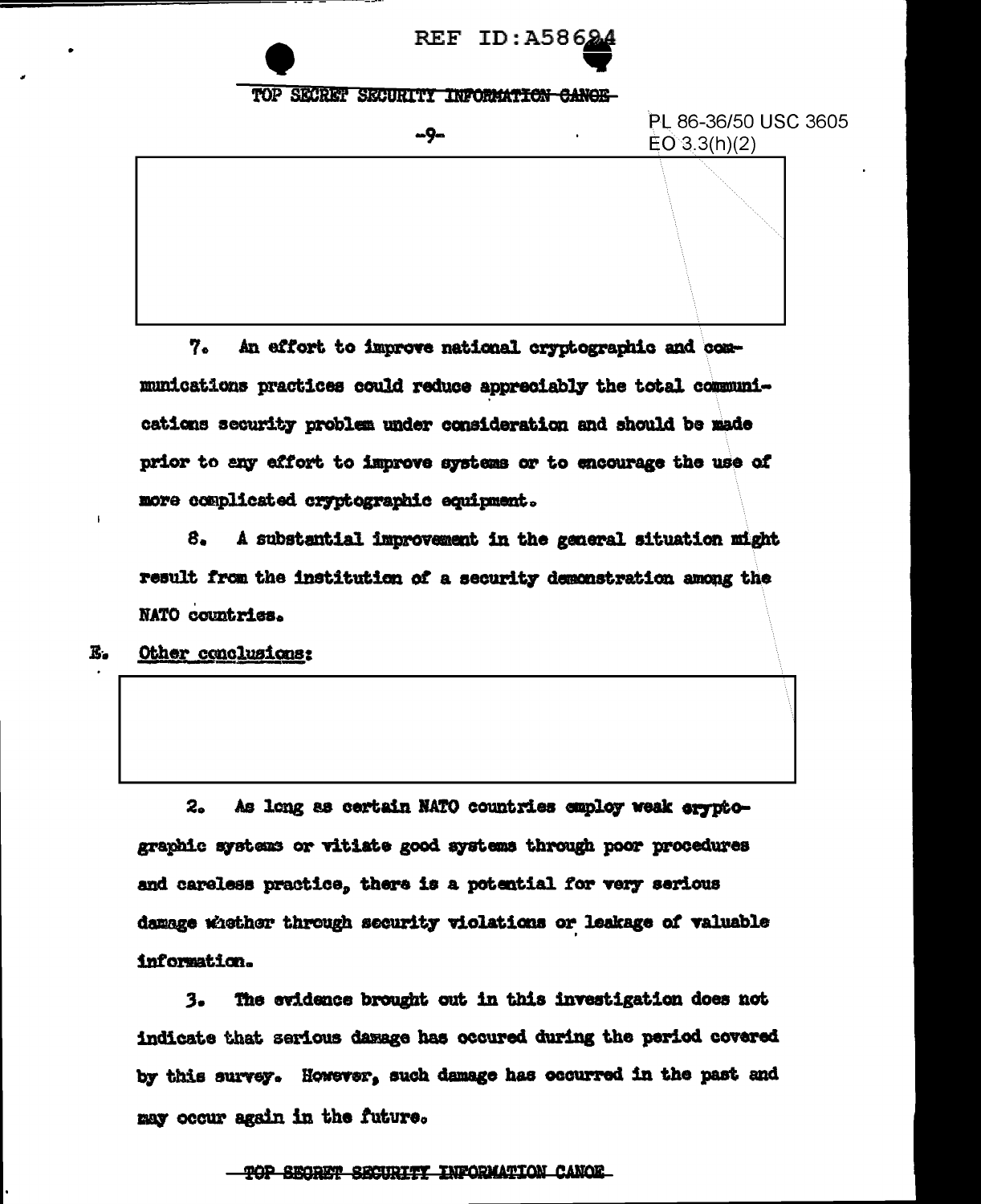PL 86-36/50 USC 3605
EO 3.3(h)(2)

7. An effort to improve national cryptographic and communications practices could reduce appreciably the total communications security problem under consideration and should be made prior to any effort to improve systems or to encourage the use of more complicated cryptographic equipment.

8. A substantial improvement in the general situation might result from the institution of a security demonstration among the NATO countries.

E. Other conclusions:

2. As long as certain NATO countries employ weak cryptographic systems or vitiate good systems through poor procedures and careless practice, there is a potential for very serious damage whether through security violations or leakage of valuable information.

3. The evidence brought out in this investigation does not indicate that serious damage has occured during the period covered by this survey. However, such damage has occurred in the past and may occur again in the future.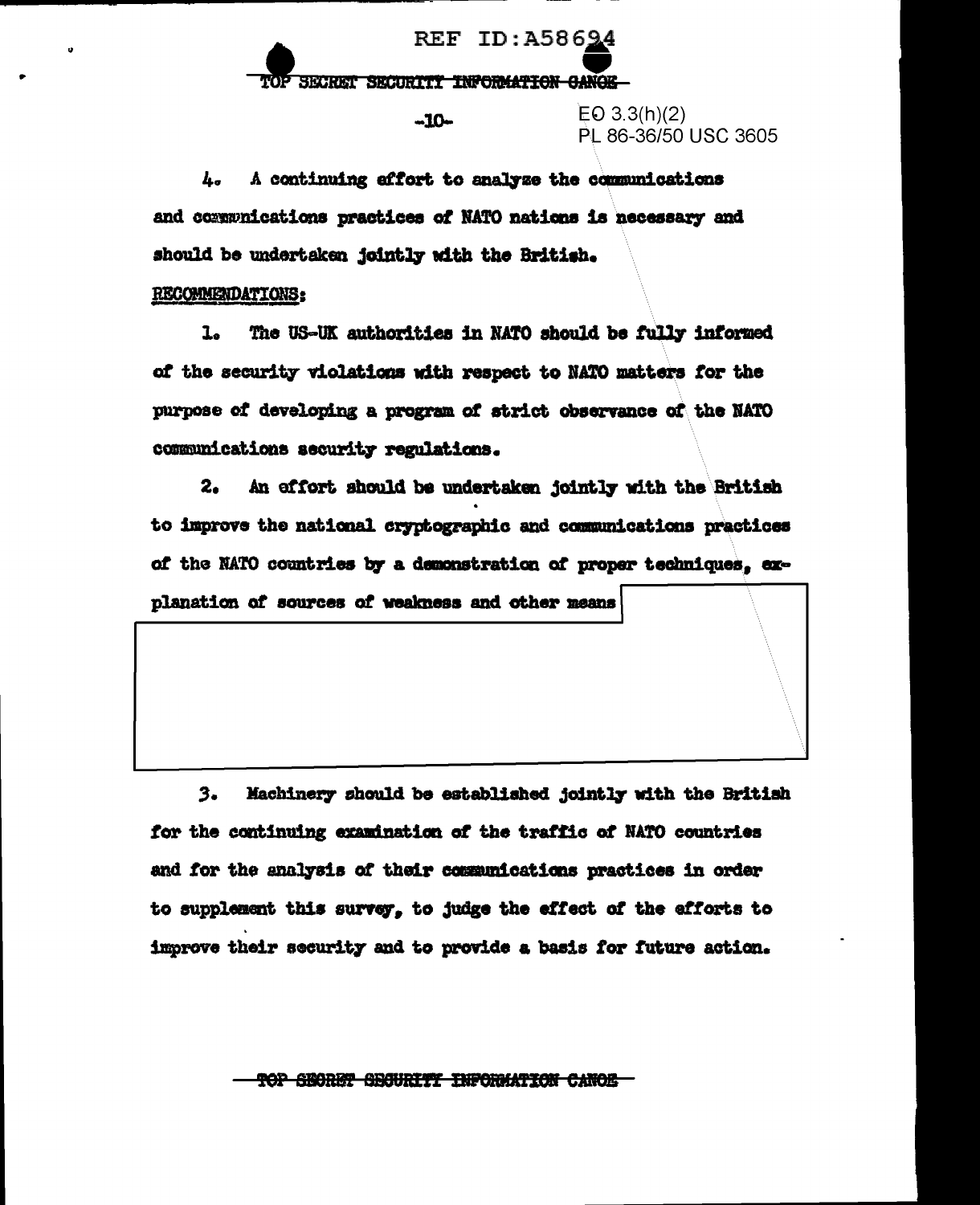EO 3.3(h)(2)
PL 86-36/50 USC 3605

4. A continuing effort to analyze the communications and communications practices of NATO nations is necessary and should be undertaken jointly with the British.

RECOMMENDATIONS:

1. The US-UK authorities in NATO should be fully informed of the security violations with respect to NATO matters for the purpose of developing a program of strict observance of the NATO communications security regulations.

2. An effort should be undertaken jointly with the British to improve the national cryptographic and communications practices of the NATO countries by a demonstration of proper techniques, explanation of sources of weakness and other means

3. Machinery should be established jointly with the British for the continuing examination of the traffic of NATO countries and for the analysis of their communications practices in order to supplement this survey, to judge the effect of the efforts to improve their security and to provide a basis for future action.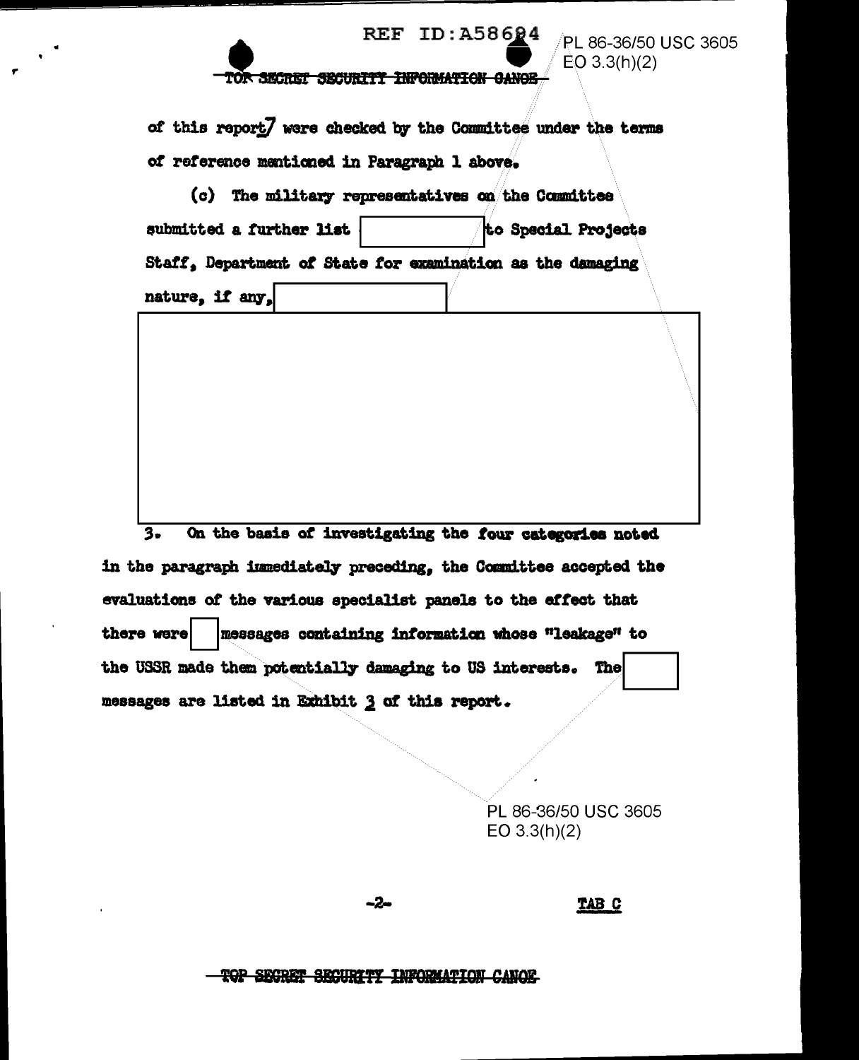REF ID:A58684

PL 86-36/50 USC 3605
EO 3.3(h)(2)

~~TOP SECRET SECURITY INFORMATION CANOE~~

of this report7 were checked by the Committee under the terms of reference mentioned in Paragraph 1 above.

(c) The military representatives on the Committee submitted a further list [redacted] to Special Projects Staff, Department of State for examination as the damaging nature, if any, [redacted]

[redacted]

3. On the basis of investigating the four categories noted in the paragraph immediately preceding, the Committee accepted the evaluations of the various specialist panels to the effect that there were [redacted] messages containing information whose "leakage" to the USSR made them potentially damaging to US interests. The [redacted] messages are listed in Exhibit 3 of this report.

PL 86-36/50 USC 3605
EO 3.3(h)(2)

TAB C

~~TOP SECRET SECURITY INFORMATION CANOE~~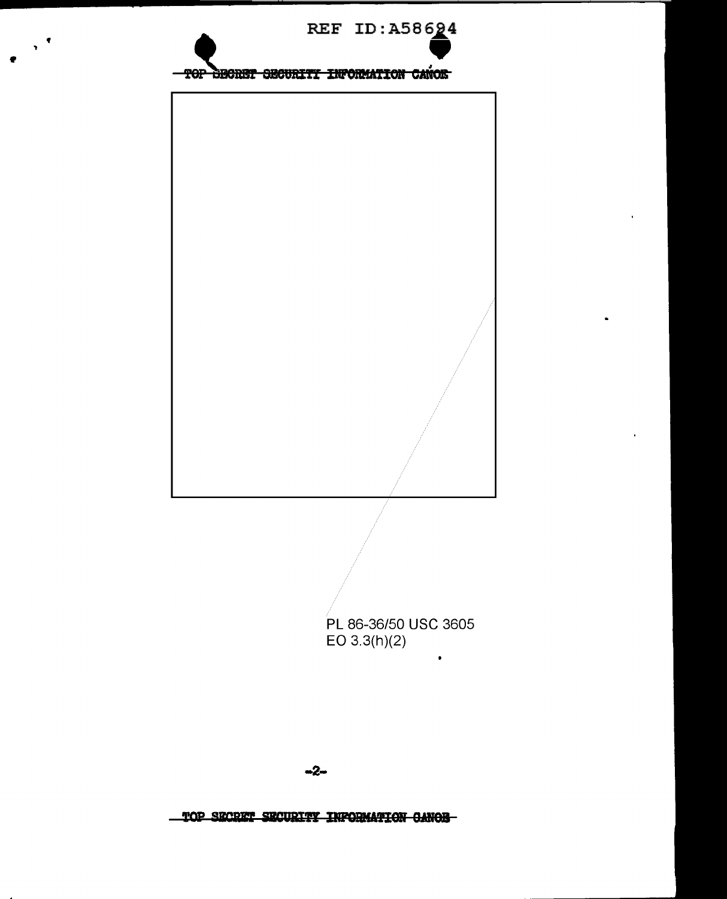PL 86-36/50 USC 3605
EO 3.3(h)(2)